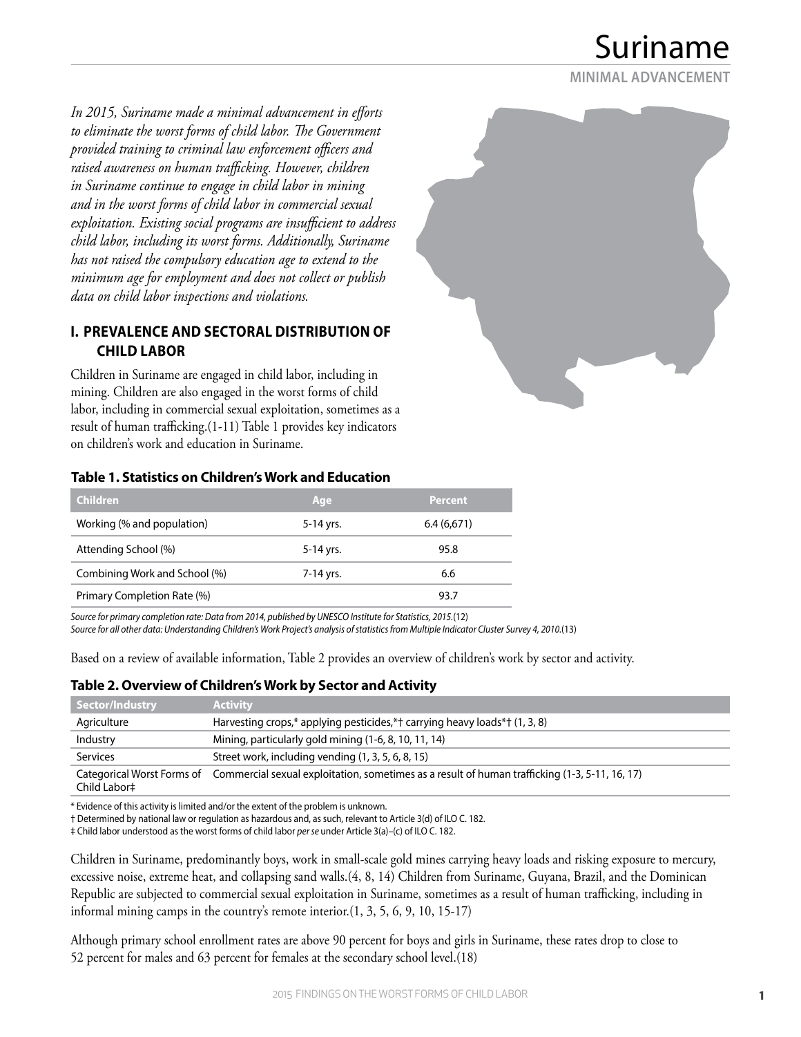# Suriname

**MINIMAL ADVANCEMENT**

*In 2015, Suriname made a minimal advancement in efforts to eliminate the worst forms of child labor. The Government provided training to criminal law enforcement officers and raised awareness on human trafficking. However, children in Suriname continue to engage in child labor in mining and in the worst forms of child labor in commercial sexual exploitation. Existing social programs are insufficient to address child labor, including its worst forms. Additionally, Suriname has not raised the compulsory education age to extend to the minimum age for employment and does not collect or publish data on child labor inspections and violations.*

## I. PREVALENCE AND SECTORAL DISTRIBUTION OF CHILD LABOR

Children in Suriname are engaged in child labor, including in mining. Children are also engaged in the worst forms of child labor, including in commercial sexual exploitation, sometimes as a result of human trafficking.(1-11) Table 1 provides key indicators on children's work and education in Suriname.

**Table 1. Statistics on Children's Work and Education**

| Children | Age | Percent |
|---|---|---|
| Working (% and population) | 5-14 yrs. | 6.4 (6,671) |
| Attending School (%) | 5-14 yrs. | 95.8 |
| Combining Work and School (%) | 7-14 yrs. | 6.6 |
| Primary Completion Rate (%) | | 93.7 |

*Source for primary completion rate: Data from 2014, published by UNESCO Institute for Statistics, 2015.*(12)
*Source for all other data: Understanding Children's Work Project's analysis of statistics from Multiple Indicator Cluster Survey 4, 2010.*(13)

Based on a review of available information, Table 2 provides an overview of children's work by sector and activity.

**Table 2. Overview of Children's Work by Sector and Activity**

| Sector/Industry | Activity |
|---|---|
| Agriculture | Harvesting crops,* applying pesticides,*† carrying heavy loads*† (1, 3, 8) |
| Industry | Mining, particularly gold mining (1-6, 8, 10, 11, 14) |
| Services | Street work, including vending (1, 3, 5, 6, 8, 15) |
| Categorical Worst Forms of Child Labor‡ | Commercial sexual exploitation, sometimes as a result of human trafficking (1-3, 5-11, 16, 17) |

\* Evidence of this activity is limited and/or the extent of the problem is unknown.
† Determined by national law or regulation as hazardous and, as such, relevant to Article 3(d) of ILO C. 182.
‡ Child labor understood as the worst forms of child labor *per se* under Article 3(a)–(c) of ILO C. 182.

Children in Suriname, predominantly boys, work in small-scale gold mines carrying heavy loads and risking exposure to mercury, excessive noise, extreme heat, and collapsing sand walls.(4, 8, 14) Children from Suriname, Guyana, Brazil, and the Dominican Republic are subjected to commercial sexual exploitation in Suriname, sometimes as a result of human trafficking, including in informal mining camps in the country's remote interior.(1, 3, 5, 6, 9, 10, 15-17)

Although primary school enrollment rates are above 90 percent for boys and girls in Suriname, these rates drop to close to 52 percent for males and 63 percent for females at the secondary school level.(18)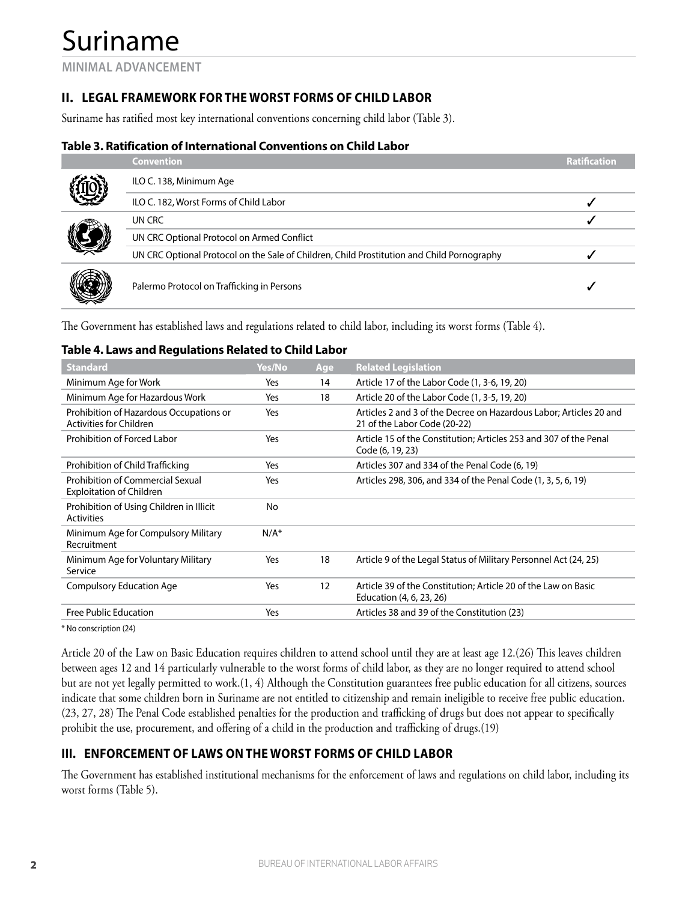# Suriname

MINIMAL ADVANCEMENT

## II. LEGAL FRAMEWORK FOR THE WORST FORMS OF CHILD LABOR

Suriname has ratified most key international conventions concerning child labor (Table 3).

### Table 3. Ratification of International Conventions on Child Labor

| Convention | Ratification |
|---|---|
| ILO C. 138, Minimum Age | |
| ILO C. 182, Worst Forms of Child Labor | ✓ |
| UN CRC | ✓ |
| UN CRC Optional Protocol on Armed Conflict | |
| UN CRC Optional Protocol on the Sale of Children, Child Prostitution and Child Pornography | ✓ |
| Palermo Protocol on Trafficking in Persons | ✓ |

The Government has established laws and regulations related to child labor, including its worst forms (Table 4).

### Table 4. Laws and Regulations Related to Child Labor

| Standard | Yes/No | Age | Related Legislation |
|---|---|---|---|
| Minimum Age for Work | Yes | 14 | Article 17 of the Labor Code (1, 3-6, 19, 20) |
| Minimum Age for Hazardous Work | Yes | 18 | Article 20 of the Labor Code (1, 3-5, 19, 20) |
| Prohibition of Hazardous Occupations or Activities for Children | Yes | | Articles 2 and 3 of the Decree on Hazardous Labor; Articles 20 and 21 of the Labor Code (20-22) |
| Prohibition of Forced Labor | Yes | | Article 15 of the Constitution; Articles 253 and 307 of the Penal Code (6, 19, 23) |
| Prohibition of Child Trafficking | Yes | | Articles 307 and 334 of the Penal Code (6, 19) |
| Prohibition of Commercial Sexual Exploitation of Children | Yes | | Articles 298, 306, and 334 of the Penal Code (1, 3, 5, 6, 19) |
| Prohibition of Using Children in Illicit Activities | No | | |
| Minimum Age for Compulsory Military Recruitment | N/A* | | |
| Minimum Age for Voluntary Military Service | Yes | 18 | Article 9 of the Legal Status of Military Personnel Act (24, 25) |
| Compulsory Education Age | Yes | 12 | Article 39 of the Constitution; Article 20 of the Law on Basic Education (4, 6, 23, 26) |
| Free Public Education | Yes | | Articles 38 and 39 of the Constitution (23) |

\* No conscription (24)

Article 20 of the Law on Basic Education requires children to attend school until they are at least age 12.(26) This leaves children between ages 12 and 14 particularly vulnerable to the worst forms of child labor, as they are no longer required to attend school but are not yet legally permitted to work.(1, 4) Although the Constitution guarantees free public education for all citizens, sources indicate that some children born in Suriname are not entitled to citizenship and remain ineligible to receive free public education.(23, 27, 28) The Penal Code established penalties for the production and trafficking of drugs but does not appear to specifically prohibit the use, procurement, and offering of a child in the production and trafficking of drugs.(19)

## III. ENFORCEMENT OF LAWS ON THE WORST FORMS OF CHILD LABOR

The Government has established institutional mechanisms for the enforcement of laws and regulations on child labor, including its worst forms (Table 5).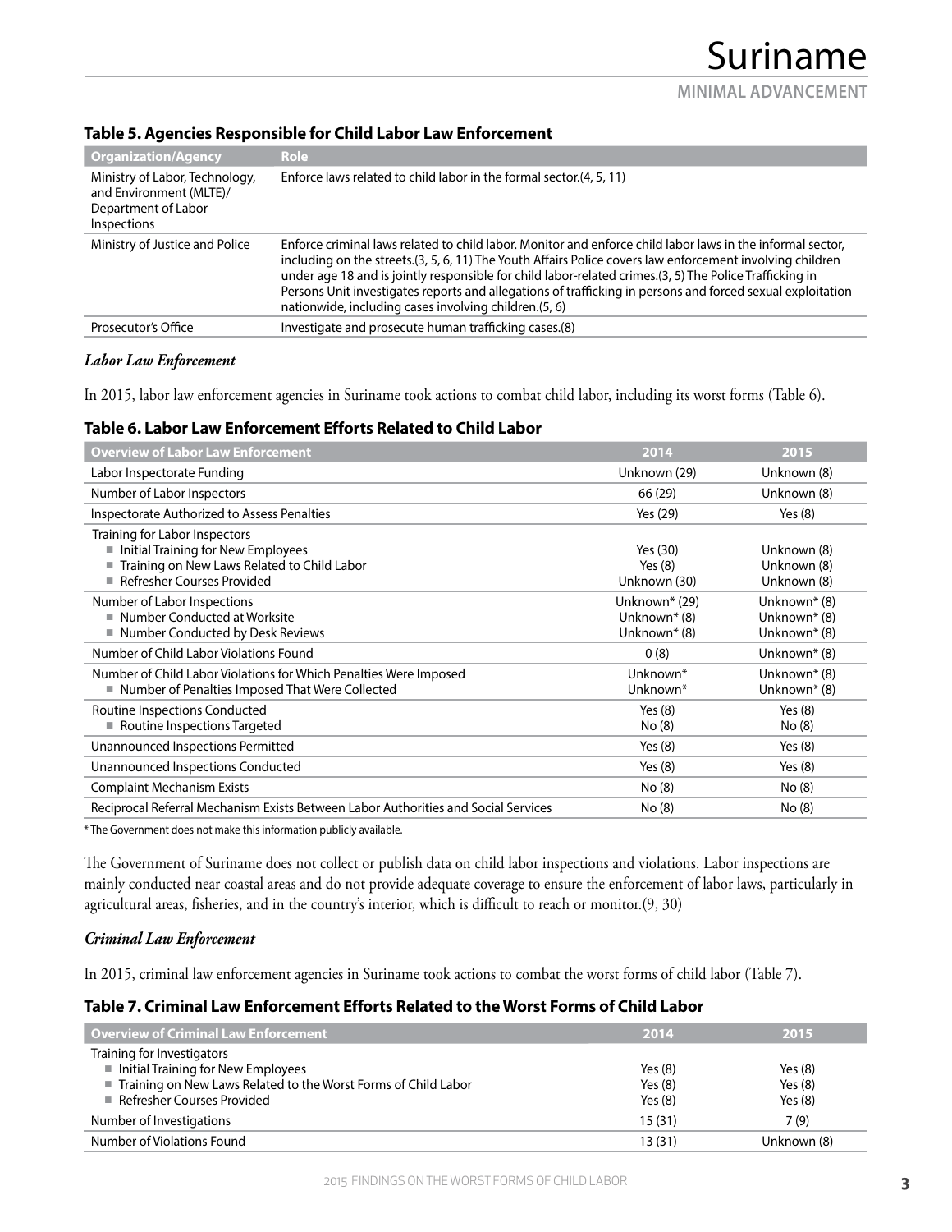**Table 5. Agencies Responsible for Child Labor Law Enforcement**

| Organization/Agency | Role |
|---|---|
| Ministry of Labor, Technology, and Environment (MLTE)/ Department of Labor Inspections | Enforce laws related to child labor in the formal sector.(4, 5, 11) |
| Ministry of Justice and Police | Enforce criminal laws related to child labor. Monitor and enforce child labor laws in the informal sector, including on the streets.(3, 5, 6, 11) The Youth Affairs Police covers law enforcement involving children under age 18 and is jointly responsible for child labor-related crimes.(3, 5) The Police Trafficking in Persons Unit investigates reports and allegations of trafficking in persons and forced sexual exploitation nationwide, including cases involving children.(5, 6) |
| Prosecutor's Office | Investigate and prosecute human trafficking cases.(8) |

*Labor Law Enforcement*

In 2015, labor law enforcement agencies in Suriname took actions to combat child labor, including its worst forms (Table 6).

**Table 6. Labor Law Enforcement Efforts Related to Child Labor**

| Overview of Labor Law Enforcement | 2014 | 2015 |
|---|---|---|
| Labor Inspectorate Funding | Unknown (29) | Unknown (8) |
| Number of Labor Inspectors | 66 (29) | Unknown (8) |
| Inspectorate Authorized to Assess Penalties | Yes (29) | Yes (8) |
| Training for Labor Inspectors | | |
| ■ Initial Training for New Employees | Yes (30) | Unknown (8) |
| ■ Training on New Laws Related to Child Labor | Yes (8) | Unknown (8) |
| ■ Refresher Courses Provided | Unknown (30) | Unknown (8) |
| Number of Labor Inspections | Unknown* (29) | Unknown* (8) |
| ■ Number Conducted at Worksite | Unknown* (8) | Unknown* (8) |
| ■ Number Conducted by Desk Reviews | Unknown* (8) | Unknown* (8) |
| Number of Child Labor Violations Found | 0 (8) | Unknown* (8) |
| Number of Child Labor Violations for Which Penalties Were Imposed | Unknown* | Unknown* (8) |
| ■ Number of Penalties Imposed That Were Collected | Unknown* | Unknown* (8) |
| Routine Inspections Conducted | Yes (8) | Yes (8) |
| ■ Routine Inspections Targeted | No (8) | No (8) |
| Unannounced Inspections Permitted | Yes (8) | Yes (8) |
| Unannounced Inspections Conducted | Yes (8) | Yes (8) |
| Complaint Mechanism Exists | No (8) | No (8) |
| Reciprocal Referral Mechanism Exists Between Labor Authorities and Social Services | No (8) | No (8) |

* The Government does not make this information publicly available.

The Government of Suriname does not collect or publish data on child labor inspections and violations. Labor inspections are mainly conducted near coastal areas and do not provide adequate coverage to ensure the enforcement of labor laws, particularly in agricultural areas, fisheries, and in the country's interior, which is difficult to reach or monitor.(9, 30)

*Criminal Law Enforcement*

In 2015, criminal law enforcement agencies in Suriname took actions to combat the worst forms of child labor (Table 7).

**Table 7. Criminal Law Enforcement Efforts Related to the Worst Forms of Child Labor**

| Overview of Criminal Law Enforcement | 2014 | 2015 |
|---|---|---|
| Training for Investigators | | |
| ■ Initial Training for New Employees | Yes (8) | Yes (8) |
| ■ Training on New Laws Related to the Worst Forms of Child Labor | Yes (8) | Yes (8) |
| ■ Refresher Courses Provided | Yes (8) | Yes (8) |
| Number of Investigations | 15 (31) | 7 (9) |
| Number of Violations Found | 13 (31) | Unknown (8) |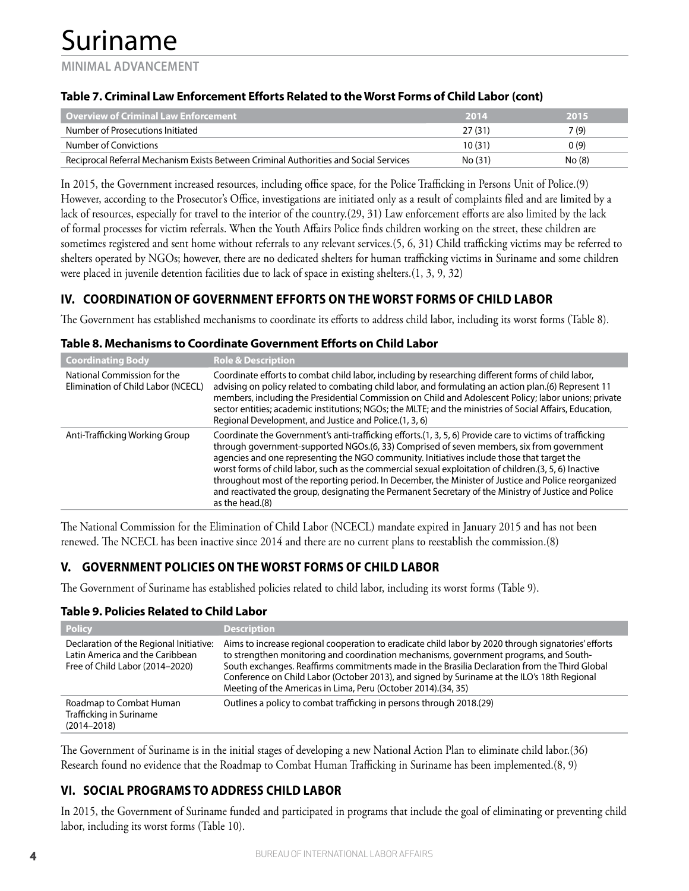# Suriname

**MINIMAL ADVANCEMENT**

**Table 7. Criminal Law Enforcement Efforts Related to the Worst Forms of Child Labor (cont)**

| Overview of Criminal Law Enforcement | 2014 | 2015 |
|---|---|---|
| Number of Prosecutions Initiated | 27 (31) | 7 (9) |
| Number of Convictions | 10 (31) | 0 (9) |
| Reciprocal Referral Mechanism Exists Between Criminal Authorities and Social Services | No (31) | No (8) |

In 2015, the Government increased resources, including office space, for the Police Trafficking in Persons Unit of Police.(9) However, according to the Prosecutor's Office, investigations are initiated only as a result of complaints filed and are limited by a lack of resources, especially for travel to the interior of the country.(29, 31) Law enforcement efforts are also limited by the lack of formal processes for victim referrals. When the Youth Affairs Police finds children working on the street, these children are sometimes registered and sent home without referrals to any relevant services.(5, 6, 31) Child trafficking victims may be referred to shelters operated by NGOs; however, there are no dedicated shelters for human trafficking victims in Suriname and some children were placed in juvenile detention facilities due to lack of space in existing shelters.(1, 3, 9, 32)

## IV. COORDINATION OF GOVERNMENT EFFORTS ON THE WORST FORMS OF CHILD LABOR

The Government has established mechanisms to coordinate its efforts to address child labor, including its worst forms (Table 8).

**Table 8. Mechanisms to Coordinate Government Efforts on Child Labor**

| Coordinating Body | Role & Description |
|---|---|
| National Commission for the Elimination of Child Labor (NCECL) | Coordinate efforts to combat child labor, including by researching different forms of child labor, advising on policy related to combating child labor, and formulating an action plan.(6) Represent 11 members, including the Presidential Commission on Child and Adolescent Policy; labor unions; private sector entities; academic institutions; NGOs; the MLTE; and the ministries of Social Affairs, Education, Regional Development, and Justice and Police.(1, 3, 6) |
| Anti-Trafficking Working Group | Coordinate the Government's anti-trafficking efforts.(1, 3, 5, 6) Provide care to victims of trafficking through government-supported NGOs.(6, 33) Comprised of seven members, six from government agencies and one representing the NGO community. Initiatives include those that target the worst forms of child labor, such as the commercial sexual exploitation of children.(3, 5, 6) Inactive throughout most of the reporting period. In December, the Minister of Justice and Police reorganized and reactivated the group, designating the Permanent Secretary of the Ministry of Justice and Police as the head.(8) |

The National Commission for the Elimination of Child Labor (NCECL) mandate expired in January 2015 and has not been renewed. The NCECL has been inactive since 2014 and there are no current plans to reestablish the commission.(8)

## V. GOVERNMENT POLICIES ON THE WORST FORMS OF CHILD LABOR

The Government of Suriname has established policies related to child labor, including its worst forms (Table 9).

**Table 9. Policies Related to Child Labor**

| Policy | Description |
|---|---|
| Declaration of the Regional Initiative: Latin America and the Caribbean Free of Child Labor (2014–2020) | Aims to increase regional cooperation to eradicate child labor by 2020 through signatories' efforts to strengthen monitoring and coordination mechanisms, government programs, and South-South exchanges. Reaffirms commitments made in the Brasilia Declaration from the Third Global Conference on Child Labor (October 2013), and signed by Suriname at the ILO's 18th Regional Meeting of the Americas in Lima, Peru (October 2014).(34, 35) |
| Roadmap to Combat Human Trafficking in Suriname (2014–2018) | Outlines a policy to combat trafficking in persons through 2018.(29) |

The Government of Suriname is in the initial stages of developing a new National Action Plan to eliminate child labor.(36) Research found no evidence that the Roadmap to Combat Human Trafficking in Suriname has been implemented.(8, 9)

## VI. SOCIAL PROGRAMS TO ADDRESS CHILD LABOR

In 2015, the Government of Suriname funded and participated in programs that include the goal of eliminating or preventing child labor, including its worst forms (Table 10).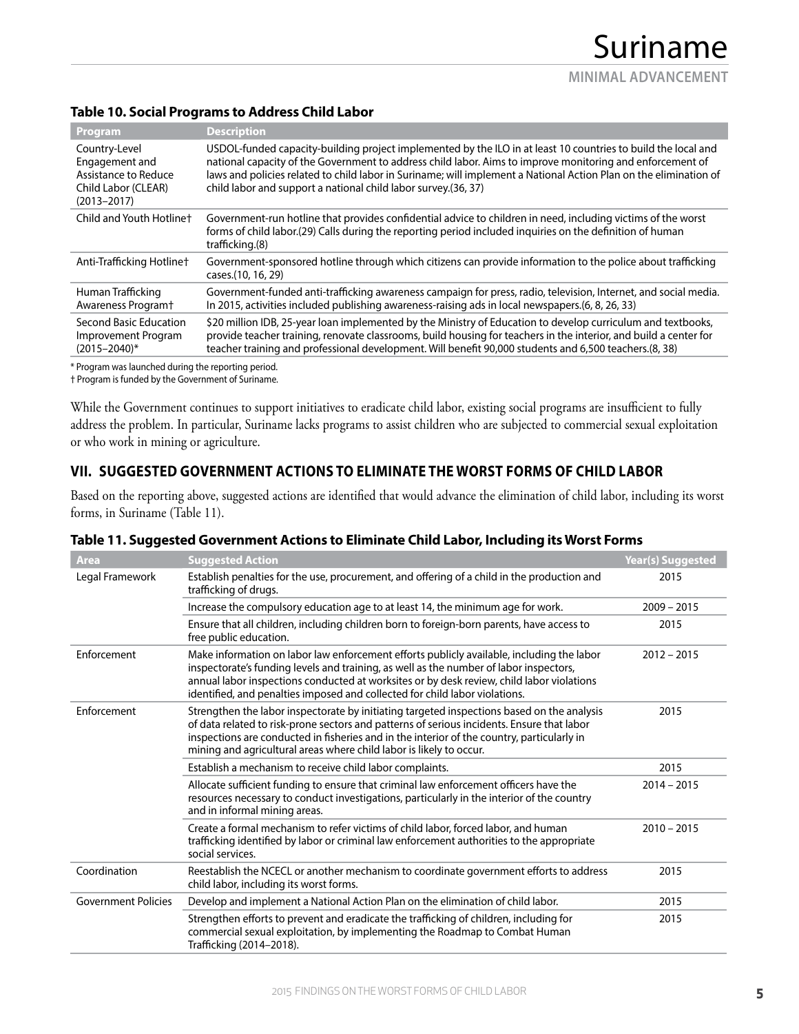### Table 10. Social Programs to Address Child Labor

| Program | Description |
|---|---|
| Country-Level Engagement and Assistance to Reduce Child Labor (CLEAR) (2013–2017) | USDOL-funded capacity-building project implemented by the ILO in at least 10 countries to build the local and national capacity of the Government to address child labor. Aims to improve monitoring and enforcement of laws and policies related to child labor in Suriname; will implement a National Action Plan on the elimination of child labor and support a national child labor survey.(36, 37) |
| Child and Youth Hotline† | Government-run hotline that provides confidential advice to children in need, including victims of the worst forms of child labor.(29) Calls during the reporting period included inquiries on the definition of human trafficking.(8) |
| Anti-Trafficking Hotline† | Government-sponsored hotline through which citizens can provide information to the police about trafficking cases.(10, 16, 29) |
| Human Trafficking Awareness Program† | Government-funded anti-trafficking awareness campaign for press, radio, television, Internet, and social media. In 2015, activities included publishing awareness-raising ads in local newspapers.(6, 8, 26, 33) |
| Second Basic Education Improvement Program (2015–2040)* | $20 million IDB, 25-year loan implemented by the Ministry of Education to develop curriculum and textbooks, provide teacher training, renovate classrooms, build housing for teachers in the interior, and build a center for teacher training and professional development. Will benefit 90,000 students and 6,500 teachers.(8, 38) |

* Program was launched during the reporting period.
† Program is funded by the Government of Suriname.

While the Government continues to support initiatives to eradicate child labor, existing social programs are insufficient to fully address the problem. In particular, Suriname lacks programs to assist children who are subjected to commercial sexual exploitation or who work in mining or agriculture.

## VII. SUGGESTED GOVERNMENT ACTIONS TO ELIMINATE THE WORST FORMS OF CHILD LABOR

Based on the reporting above, suggested actions are identified that would advance the elimination of child labor, including its worst forms, in Suriname (Table 11).

### Table 11. Suggested Government Actions to Eliminate Child Labor, Including its Worst Forms

| Area | Suggested Action | Year(s) Suggested |
|---|---|---|
| Legal Framework | Establish penalties for the use, procurement, and offering of a child in the production and trafficking of drugs. | 2015 |
| | Increase the compulsory education age to at least 14, the minimum age for work. | 2009 – 2015 |
| | Ensure that all children, including children born to foreign-born parents, have access to free public education. | 2015 |
| Enforcement | Make information on labor law enforcement efforts publicly available, including the labor inspectorate's funding levels and training, as well as the number of labor inspectors, annual labor inspections conducted at worksites or by desk review, child labor violations identified, and penalties imposed and collected for child labor violations. | 2012 – 2015 |
| Enforcement | Strengthen the labor inspectorate by initiating targeted inspections based on the analysis of data related to risk-prone sectors and patterns of serious incidents. Ensure that labor inspections are conducted in fisheries and in the interior of the country, particularly in mining and agricultural areas where child labor is likely to occur. | 2015 |
| | Establish a mechanism to receive child labor complaints. | 2015 |
| | Allocate sufficient funding to ensure that criminal law enforcement officers have the resources necessary to conduct investigations, particularly in the interior of the country and in informal mining areas. | 2014 – 2015 |
| | Create a formal mechanism to refer victims of child labor, forced labor, and human trafficking identified by labor or criminal law enforcement authorities to the appropriate social services. | 2010 – 2015 |
| Coordination | Reestablish the NCECL or another mechanism to coordinate government efforts to address child labor, including its worst forms. | 2015 |
| Government Policies | Develop and implement a National Action Plan on the elimination of child labor. | 2015 |
| | Strengthen efforts to prevent and eradicate the trafficking of children, including for commercial sexual exploitation, by implementing the Roadmap to Combat Human Trafficking (2014–2018). | 2015 |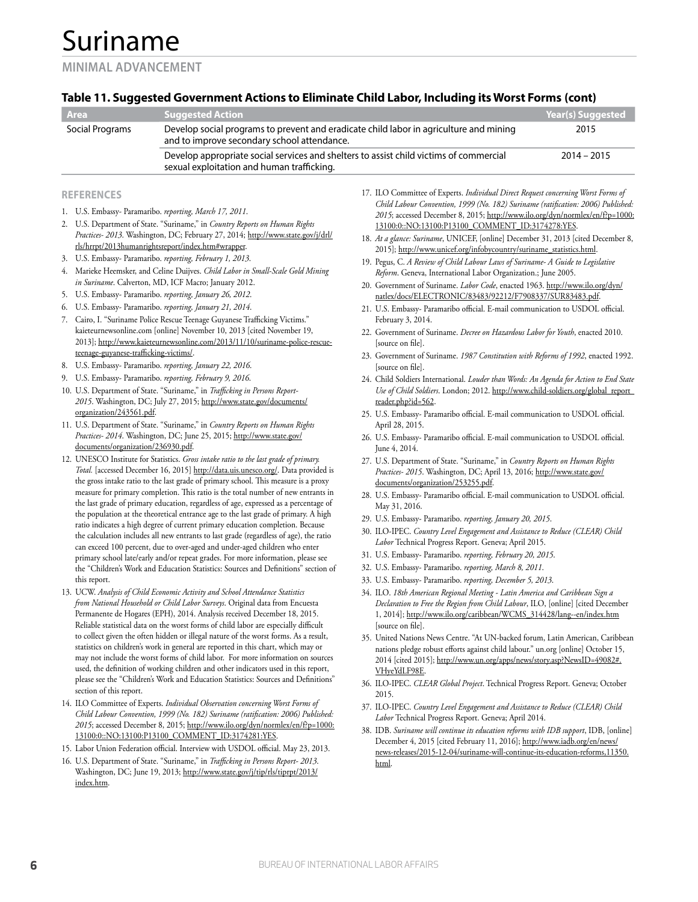# Suriname

## MINIMAL ADVANCEMENT

### Table 11. Suggested Government Actions to Eliminate Child Labor, Including its Worst Forms (cont)

| Area | Suggested Action | Year(s) Suggested |
| --- | --- | --- |
| Social Programs | Develop social programs to prevent and eradicate child labor in agriculture and mining and to improve secondary school attendance. | 2015 |
| | Develop appropriate social services and shelters to assist child victims of commercial sexual exploitation and human trafficking. | 2014 – 2015 |

### REFERENCES

1. U.S. Embassy- Paramaribo. *reporting, March 17, 2011*.
2. U.S. Department of State. "Suriname," in *Country Reports on Human Rights Practices- 2013*. Washington, DC; February 27, 2014; http://www.state.gov/j/drl/rls/hrrpt/2013humanrightsreport/index.htm#wrapper.
3. U.S. Embassy- Paramaribo. *reporting, February 1, 2013*.
4. Marieke Heemsker, and Celine Duijves. *Child Labor in Small-Scale Gold Mining in Suriname*. Calverton, MD, ICF Macro; January 2012.
5. U.S. Embassy- Paramaribo. *reporting, January 26, 2012*.
6. U.S. Embassy- Paramaribo. *reporting, January 21, 2014*.
7. Cairo, I. "Suriname Police Rescue Teenage Guyanese Trafficking Victims." kaieteurnewsonline.com [online] November 10, 2013 [cited November 19, 2013]; http://www.kaieteurnewsonline.com/2013/11/10/suriname-police-rescue-teenage-guyanese-trafficking-victims/.
8. U.S. Embassy- Paramaribo. *reporting, January 22, 2016*.
9. U.S. Embassy- Paramaribo. *reporting, February 9, 2016*.
10. U.S. Department of State. "Suriname," in *Trafficking in Persons Report- 2015*. Washington, DC; July 27, 2015; http://www.state.gov/documents/organization/243561.pdf.
11. U.S. Department of State. "Suriname," in *Country Reports on Human Rights Practices- 2014*. Washington, DC; June 25, 2015; http://www.state.gov/documents/organization/236930.pdf.
12. UNESCO Institute for Statistics. *Gross intake ratio to the last grade of primary. Total.* [accessed December 16, 2015] http://data.uis.unesco.org/. Data provided is the gross intake ratio to the last grade of primary school. This measure is a proxy measure for primary completion. This ratio is the total number of new entrants in the last grade of primary education, regardless of age, expressed as a percentage of the population at the theoretical entrance age to the last grade of primary. A high ratio indicates a high degree of current primary education completion. Because the calculation includes all new entrants to last grade (regardless of age), the ratio can exceed 100 percent, due to over-aged and under-aged children who enter primary school late/early and/or repeat grades. For more information, please see the "Children's Work and Education Statistics: Sources and Definitions" section of this report.
13. UCW. *Analysis of Child Economic Activity and School Attendance Statistics from National Household or Child Labor Surveys*. Original data from Encuesta Permanente de Hogares (EPH), 2014. Analysis received December 18, 2015. Reliable statistical data on the worst forms of child labor are especially difficult to collect given the often hidden or illegal nature of the worst forms. As a result, statistics on children's work in general are reported in this chart, which may or may not include the worst forms of child labor. For more information on sources used, the definition of working children and other indicators used in this report, please see the "Children's Work and Education Statistics: Sources and Definitions" section of this report.
14. ILO Committee of Experts. *Individual Observation concerning Worst Forms of Child Labour Convention, 1999 (No. 182) Suriname (ratification: 2006) Published: 2015*; accessed December 8, 2015; http://www.ilo.org/dyn/normlex/en/f?p=1000:13100:0::NO:13100:P13100_COMMENT_ID:3174281:YES.
15. Labor Union Federation official. Interview with USDOL official. May 23, 2013.
16. U.S. Department of State. "Suriname," in *Trafficking in Persons Report- 2013*. Washington, DC; June 19, 2013; http://www.state.gov/j/tip/rls/tiprpt/2013/index.htm.
17. ILO Committee of Experts. *Individual Direct Request concerning Worst Forms of Child Labour Convention, 1999 (No. 182) Suriname (ratification: 2006) Published: 2015*; accessed December 8, 2015; http://www.ilo.org/dyn/normlex/en/f?p=1000:13100:0::NO:13100:P13100_COMMENT_ID:3174278:YES.
18. *At a glance: Suriname*, UNICEF, [online] December 31, 2013 [cited December 8, 2015]; http://www.unicef.org/infobycountry/suriname_statistics.html.
19. Pegus, C. *A Review of Child Labour Laws of Suriname- A Guide to Legislative Reform*. Geneva, International Labor Organization.; June 2005.
20. Government of Suriname. *Labor Code*, enacted 1963. http://www.ilo.org/dyn/natlex/docs/ELECTRONIC/83483/92212/F7908337/SUR83483.pdf.
21. U.S. Embassy- Paramaribo official. E-mail communication to USDOL official. February 3, 2014.
22. Government of Suriname. *Decree on Hazardous Labor for Youth*, enacted 2010. [source on file].
23. Government of Suriname. *1987 Constitution with Reforms of 1992*, enacted 1992. [source on file].
24. Child Soldiers International. *Louder than Words: An Agenda for Action to End State Use of Child Soldiers*. London; 2012. http://www.child-soldiers.org/global_report_reader.php?id=562.
25. U.S. Embassy- Paramaribo official. E-mail communication to USDOL official. April 28, 2015.
26. U.S. Embassy- Paramaribo official. E-mail communication to USDOL official. June 4, 2014.
27. U.S. Department of State. "Suriname," in *Country Reports on Human Rights Practices- 2015*. Washington, DC; April 13, 2016; http://www.state.gov/documents/organization/253255.pdf.
28. U.S. Embassy- Paramaribo official. E-mail communication to USDOL official. May 31, 2016.
29. U.S. Embassy- Paramaribo. *reporting, January 20, 2015*.
30. ILO-IPEC. *Country Level Engagement and Assistance to Reduce (CLEAR) Child Labor* Technical Progress Report. Geneva; April 2015.
31. U.S. Embassy- Paramaribo. *reporting, February 20, 2015*.
32. U.S. Embassy- Paramaribo. *reporting, March 8, 2011*.
33. U.S. Embassy- Paramaribo. *reporting, December 5, 2013*.
34. ILO. *18th American Regional Meeting - Latin America and Caribbean Sign a Declaration to Free the Region from Child Labour*, ILO, [online] [cited December 1, 2014]; http://www.ilo.org/caribbean/WCMS_314428/lang--en/index.htm [source on file].
35. United Nations News Centre. "At UN-backed forum, Latin American, Caribbean nations pledge robust efforts against child labour." un.org [online] October 15, 2014 [cited 2015]; http://www.un.org/apps/news/story.asp?NewsID=49082#.VHyeYdLF98E.
36. ILO-IPEC. *CLEAR Global Project*. Technical Progress Report. Geneva; October 2015.
37. ILO-IPEC. *Country Level Engagement and Assistance to Reduce (CLEAR) Child Labor* Technical Progress Report. Geneva; April 2014.
38. IDB. *Suriname will continue its education reforms with IDB support*, IDB, [online] December 4, 2015 [cited February 11, 2016]; http://www.iadb.org/en/news/news-releases/2015-12-04/suriname-will-continue-its-education-reforms,11350.html.